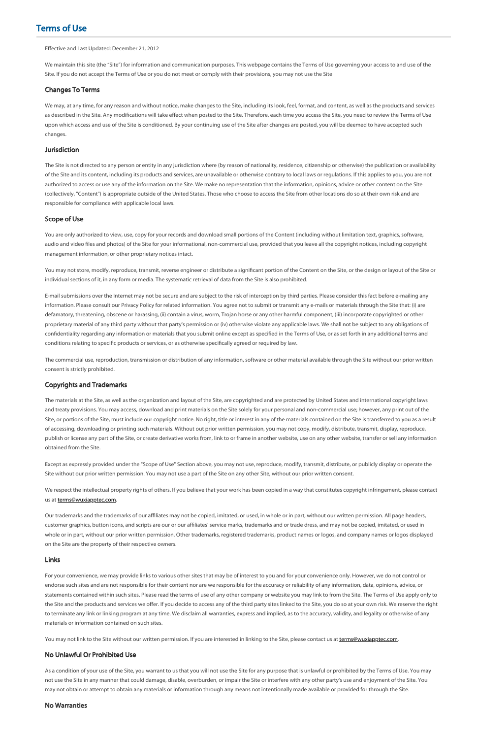# Terms of Use

Effective and Last Updated: December 21, 2012

We maintain this site (the "Site") for information and communication purposes. This webpage contains the Terms of Use governing your access to and use of the Site. If you do not accept the Terms of Use or you do not meet or comply with their provisions, you may not use the Site

## Changes To Terms

We may, at any time, for any reason and without notice, make changes to the Site, including its look, feel, format, and content, as well as the products and services as described in the Site. Any modifications will take effect when posted to the Site. Therefore, each time you access the Site, you need to review the Terms of Use upon which access and use of the Site is conditioned. By your continuing use of the Site after changes are posted, you will be deemed to have accepted such changes.

## Jurisdiction

The Site is not directed to any person or entity in any jurisdiction where (by reason of nationality, residence, citizenship or otherwise) the publication or availability of the Site and its content, including its products and services, are unavailable or otherwise contrary to local laws or regulations. If this applies to you, you are not authorized to access or use any of the information on the Site. We make no representation that the information, opinions, advice or other content on the Site (collectively, "Content") is appropriate outside of the United States. Those who choose to access the Site from other locations do so at their own risk and are responsible for compliance with applicable local laws.

## Scope of Use

You are only authorized to view, use, copy for your records and download small portions of the Content (including without limitation text, graphics, software, audio and video files and photos) of the Site for your informational, non-commercial use, provided that you leave all the copyright notices, including copyright management information, or other proprietary notices intact.

You may not store, modify, reproduce, transmit, reverse engineer or distribute a significant portion of the Content on the Site, or the design or layout of the Site or individual sections of it, in any form or media. The systematic retrieval of data from the Site is also prohibited.

E-mail submissions over the Internet may not be secure and are subject to the risk of interception by third parties. Please consider this fact before e-mailing any information. Please consult our Privacy Policy for related information. You agree not to submit or transmit any e-mails or materials through the Site that: (i) are defamatory, threatening, obscene or harassing, (ii) contain a virus, worm, Trojan horse or any other harmful component, (iii) incorporate copyrighted or other proprietary material of any third party without that party's permission or (iv) otherwise violate any applicable laws. We shall not be subject to any obligations of confidentiality regarding any information or materials that you submit online except as specified in the Terms of Use, or as set forth in any additional terms and conditions relating to specific products or services, or as otherwise specifically agreed or required by law.

The commercial use, reproduction, transmission or distribution of any information, software or other material available through the Site without our prior written consent is strictly prohibited.

## Copyrights and Trademarks

The materials at the Site, as well as the organization and layout of the Site, are copyrighted and are protected by United States and international copyright laws and treaty provisions. You may access, download and print materials on the Site solely for your personal and non-commercial use; however, any print out of the Site, or portions of the Site, must include our copyright notice. No right, title or interest in any of the materials contained on the Site is transferred to you as a result of accessing, downloading or printing such materials. Without out prior written permission, you may not copy, modify, distribute, transmit, display, reproduce, publish or license any part of the Site, or create derivative works from, link to or frame in another website, use on any other website, transfer or sell any information obtained from the Site.

Except as expressly provided under the "Scope of Use" Section above, you may not use, reproduce, modify, transmit, distribute, or publicly display or operate the Site without our prior written permission. You may not use a part of the Site on any other Site, without our prior written consent.

We respect the intellectual property rights of others. If you believe that your work has been copied in a way that constitutes copyright infringement, please contact us at terms@wuxiapptec.com.

Our trademarks and the trademarks of our affiliates may not be copied, imitated, or used, in whole or in part, without our written permission. All page headers, customer graphics, button icons, and scripts are our or our affiliates' service marks, trademarks and or trade dress, and may not be copied, imitated, or used in whole or in part, without our prior written permission. Other trademarks, registered trademarks, product names or logos, and company names or logos displayed on the Site are the property of their respective owners.

## Links

For your convenience, we may provide links to various other sites that may be of interest to you and for your convenience only. However, we do not control or endorse such sites and are not responsible for their content nor are we responsible for the accuracy or reliability of any information, data, opinions, advice, or statements contained within such sites. Please read the terms of use of any other company or website you may link to from the Site. The Terms of Use apply only to the Site and the products and services we offer. If you decide to access any of the third party sites linked to the Site, you do so at your own risk. We reserve the right to terminate any link or linking program at any time. We disclaim all warranties, express and implied, as to the accuracy, validity, and legality or otherwise of any materials or information contained on such sites.

You may not link to the Site without our written permission. If you are interested in linking to the Site, please contact us at terms@wuxiapptec.com.

## No Unlawful Or Prohibited Use

As a condition of your use of the Site, you warrant to us that you will not use the Site for any purpose that is unlawful or prohibited by the Terms of Use. You may not use the Site in any manner that could damage, disable, overburden, or impair the Site or interfere with any other party's use and enjoyment of the Site. You may not obtain or attempt to obtain any materials or information through any means not intentionally made available or provided for through the Site.

## No Warranties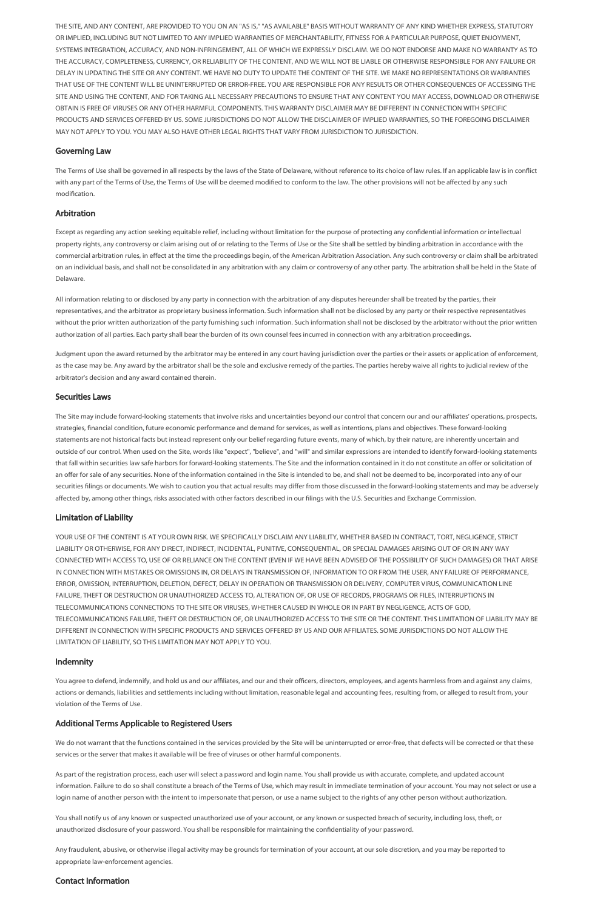THE SITE, AND ANY CONTENT, ARE PROVIDED TO YOU ON AN "AS IS," "AS AVAILABLE" BASIS WITHOUT WARRANTY OF ANY KIND WHETHER EXPRESS, STATUTORY OR IMPLIED, INCLUDING BUT NOT LIMITED TO ANY IMPLIED WARRANTIES OF MERCHANTABILITY, FITNESS FOR A PARTICULAR PURPOSE, QUIET ENJOYMENT, SYSTEMS INTEGRATION, ACCURACY, AND NON-INFRINGEMENT, ALL OF WHICH WE EXPRESSLY DISCLAIM. WE DO NOT ENDORSE AND MAKE NO WARRANTY AS TO THE ACCURACY, COMPLETENESS, CURRENCY, OR RELIABILITY OF THE CONTENT, AND WE WILL NOT BE LIABLE OR OTHERWISE RESPONSIBLE FOR ANY FAILURE OR DELAY IN UPDATING THE SITE OR ANY CONTENT. WE HAVE NO DUTY TO UPDATE THE CONTENT OF THE SITE. WE MAKE NO REPRESENTATIONS OR WARRANTIES THAT USE OF THE CONTENT WILL BE UNINTERRUPTED OR ERROR-FREE. YOU ARE RESPONSIBLE FOR ANY RESULTS OR OTHER CONSEQUENCES OF ACCESSING THE SITE AND USING THE CONTENT, AND FOR TAKING ALL NECESSARY PRECAUTIONS TO ENSURE THAT ANY CONTENT YOU MAY ACCESS, DOWNLOAD OR OTHERWISE OBTAIN IS FREE OF VIRUSES OR ANY OTHER HARMFUL COMPONENTS. THIS WARRANTY DISCLAIMER MAY BE DIFFERENT IN CONNECTION WITH SPECIFIC PRODUCTS AND SERVICES OFFERED BY US. SOME JURISDICTIONS DO NOT ALLOW THE DISCLAIMER OF IMPLIED WARRANTIES, SO THE FOREGOING DISCLAIMER MAY NOT APPLY TO YOU. YOU MAY ALSO HAVE OTHER LEGAL RIGHTS THAT VARY FROM JURISDICTION TO JURISDICTION.

### Governing Law

The Terms of Use shall be governed in all respects by the laws of the State of Delaware, without reference to its choice of law rules. If an applicable law is in conflict with any part of the Terms of Use, the Terms of Use will be deemed modified to conform to the law. The other provisions will not be affected by any such modification.

### Arbitration

Except as regarding any action seeking equitable relief, including without limitation for the purpose of protecting any confidential information or intellectual property rights, any controversy or claim arising out of or relating to the Terms of Use or the Site shall be settled by binding arbitration in accordance with the commercial arbitration rules, in effect at the time the proceedings begin, of the American Arbitration Association. Any such controversy or claim shall be arbitrated on an individual basis, and shall not be consolidated in any arbitration with any claim or controversy of any other party. The arbitration shall be held in the State of Delaware.

All information relating to or disclosed by any party in connection with the arbitration of any disputes hereunder shall be treated by the parties, their representatives, and the arbitrator as proprietary business information. Such information shall not be disclosed by any party or their respective representatives without the prior written authorization of the party furnishing such information. Such information shall not be disclosed by the arbitrator without the prior written authorization of all parties. Each party shall bear the burden of its own counsel fees incurred in connection with any arbitration proceedings.

Judgment upon the award returned by the arbitrator may be entered in any court having jurisdiction over the parties or their assets or application of enforcement, as the case may be. Any award by the arbitrator shall be the sole and exclusive remedy of the parties. The parties hereby waive all rights to judicial review of the arbitrator's decision and any award contained therein.

### Securities Laws

The Site may include forward-looking statements that involve risks and uncertainties beyond our control that concern our and our affiliates' operations, prospects, strategies, financial condition, future economic performance and demand for services, as well as intentions, plans and objectives. These forward-looking statements are not historical facts but instead represent only our belief regarding future events, many of which, by their nature, are inherently uncertain and outside of our control. When used on the Site, words like "expect", "believe", and "will" and similar expressions are intended to identify forward-looking statements that fall within securities law safe harbors for forward-looking statements. The Site and the information contained in it do not constitute an offer or solicitation of an offer for sale of any securities. None of the information contained in the Site is intended to be, and shall not be deemed to be, incorporated into any of our securities filings or documents. We wish to caution you that actual results may differ from those discussed in the forward-looking statements and may be adversely affected by, among other things, risks associated with other factors described in our filings with the U.S. Securities and Exchange Commission.

### Limitation of Liability

YOUR USE OF THE CONTENT IS AT YOUR OWN RISK. WE SPECIFICALLY DISCLAIM ANY LIABILITY, WHETHER BASED IN CONTRACT, TORT, NEGLIGENCE, STRICT LIABILITY OR OTHERWISE, FOR ANY DIRECT, INDIRECT, INCIDENTAL, PUNITIVE, CONSEQUENTIAL, OR SPECIAL DAMAGES ARISING OUT OF OR IN ANY WAY CONNECTED WITH ACCESS TO, USE OF OR RELIANCE ON THE CONTENT (EVEN IF WE HAVE BEEN ADVISED OF THE POSSIBILITY OF SUCH DAMAGES) OR THAT ARISE IN CONNECTION WITH MISTAKES OR OMISSIONS IN, OR DELAYS IN TRANSMISSION OF, INFORMATION TO OR FROM THE USER, ANY FAILURE OF PERFORMANCE, ERROR, OMISSION, INTERRUPTION, DELETION, DEFECT, DELAY IN OPERATION OR TRANSMISSION OR DELIVERY, COMPUTER VIRUS, COMMUNICATION LINE FAILURE, THEFT OR DESTRUCTION OR UNAUTHORIZED ACCESS TO, ALTERATION OF, OR USE OF RECORDS, PROGRAMS OR FILES, INTERRUPTIONS IN TELECOMMUNICATIONS CONNECTIONS TO THE SITE OR VIRUSES, WHETHER CAUSED IN WHOLE OR IN PART BY NEGLIGENCE, ACTS OF GOD, TELECOMMUNICATIONS FAILURE, THEFT OR DESTRUCTION OF, OR UNAUTHORIZED ACCESS TO THE SITE OR THE CONTENT. THIS LIMITATION OF LIABILITY MAY BE DIFFERENT IN CONNECTION WITH SPECIFIC PRODUCTS AND SERVICES OFFERED BY US AND OUR AFFILIATES. SOME JURISDICTIONS DO NOT ALLOW THE LIMITATION OF LIABILITY, SO THIS LIMITATION MAY NOT APPLY TO YOU.

### Indemnity

You agree to defend, indemnify, and hold us and our affiliates, and our and their officers, directors, employees, and agents harmless from and against any claims, actions or demands, liabilities and settlements including without limitation, reasonable legal and accounting fees, resulting from, or alleged to result from, your violation of the Terms of Use.

### Additional Terms Applicable to Registered Users

We do not warrant that the functions contained in the services provided by the Site will be uninterrupted or error-free, that defects will be corrected or that these services or the server that makes it available will be free of viruses or other harmful components.

As part of the registration process, each user will select a password and login name. You shall provide us with accurate, complete, and updated account information. Failure to do so shall constitute a breach of the Terms of Use, which may result in immediate termination of your account. You may not select or use a login name of another person with the intent to impersonate that person, or use a name subject to the rights of any other person without authorization.

You shall notify us of any known or suspected unauthorized use of your account, or any known or suspected breach of security, including loss, theft, or unauthorized disclosure of your password. You shall be responsible for maintaining the confidentiality of your password.

Any fraudulent, abusive, or otherwise illegal activity may be grounds for termination of your account, at our sole discretion, and you may be reported to appropriate law-enforcement agencies.

### Contact Information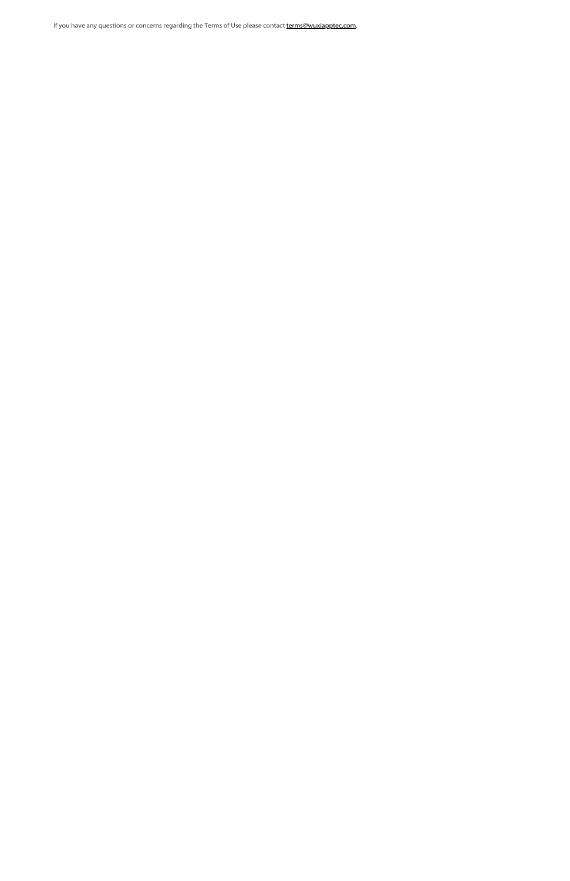If you have any questions or concerns regarding the Terms of Use please contact terms@wuxiapptec.com.